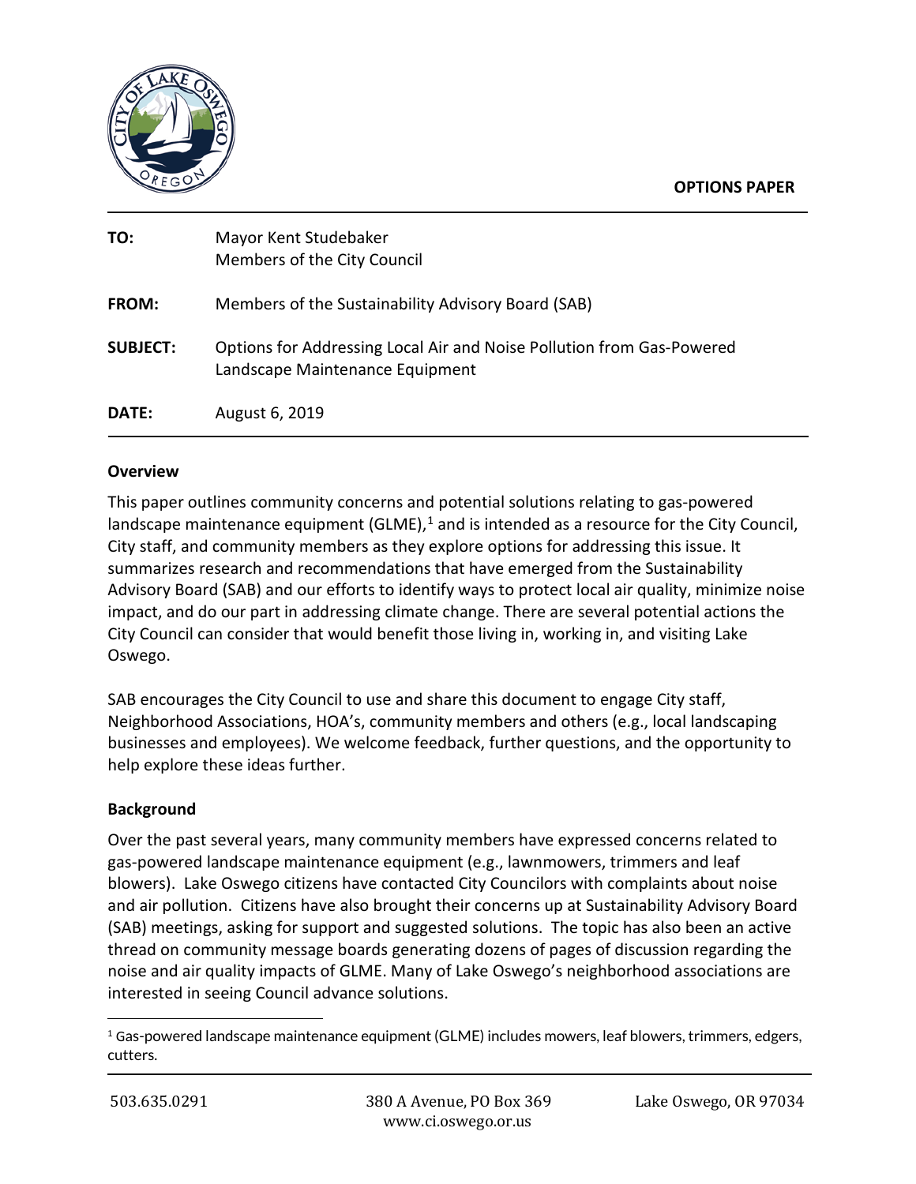**OPTIONS PAPER**

| | |
|---|---|
| **TO:** | Mayor Kent Studebaker<br>Members of the City Council |
| **FROM:** | Members of the Sustainability Advisory Board (SAB) |
| **SUBJECT:** | Options for Addressing Local Air and Noise Pollution from Gas-Powered Landscape Maintenance Equipment |
| **DATE:** | August 6, 2019 |

### Overview

This paper outlines community concerns and potential solutions relating to gas-powered landscape maintenance equipment (GLME),[1] and is intended as a resource for the City Council, City staff, and community members as they explore options for addressing this issue. It summarizes research and recommendations that have emerged from the Sustainability Advisory Board (SAB) and our efforts to identify ways to protect local air quality, minimize noise impact, and do our part in addressing climate change. There are several potential actions the City Council can consider that would benefit those living in, working in, and visiting Lake Oswego.

SAB encourages the City Council to use and share this document to engage City staff, Neighborhood Associations, HOA's, community members and others (e.g., local landscaping businesses and employees). We welcome feedback, further questions, and the opportunity to help explore these ideas further.

### Background

Over the past several years, many community members have expressed concerns related to gas-powered landscape maintenance equipment (e.g., lawnmowers, trimmers and leaf blowers). Lake Oswego citizens have contacted City Councilors with complaints about noise and air pollution. Citizens have also brought their concerns up at Sustainability Advisory Board (SAB) meetings, asking for support and suggested solutions. The topic has also been an active thread on community message boards generating dozens of pages of discussion regarding the noise and air quality impacts of GLME. Many of Lake Oswego's neighborhood associations are interested in seeing Council advance solutions.

---

[1] Gas-powered landscape maintenance equipment (GLME) includes mowers, leaf blowers, trimmers, edgers, cutters.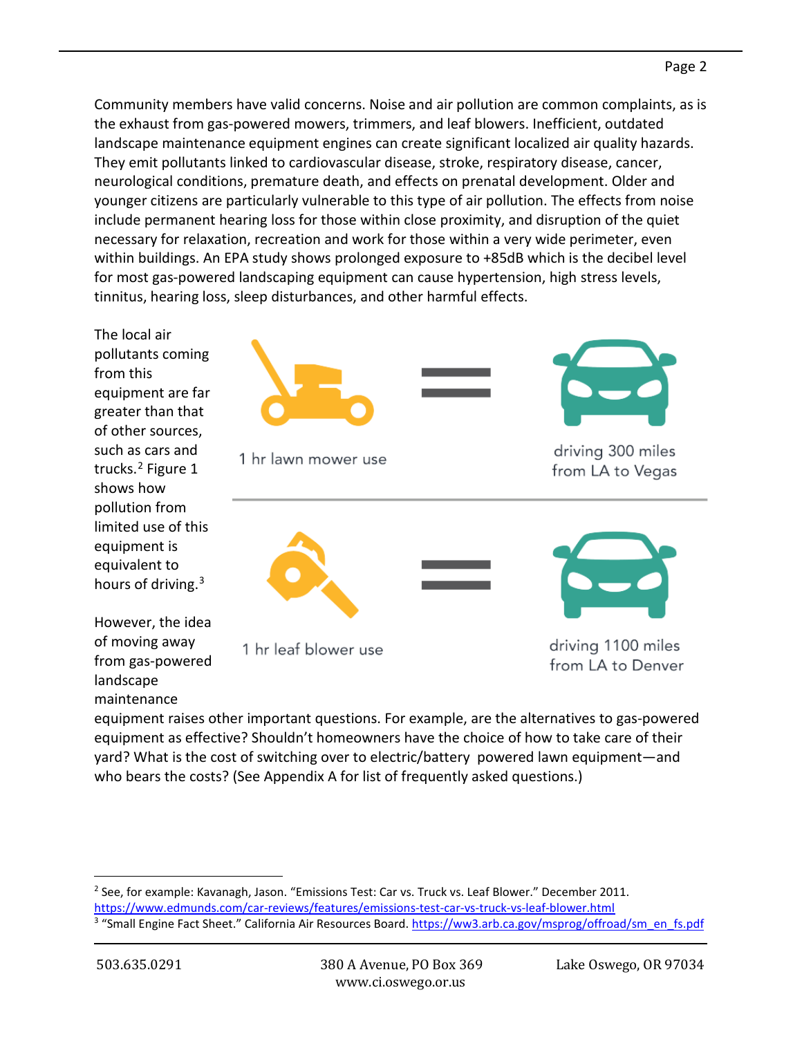Community members have valid concerns. Noise and air pollution are common complaints, as is the exhaust from gas-powered mowers, trimmers, and leaf blowers. Inefficient, outdated landscape maintenance equipment engines can create significant localized air quality hazards. They emit pollutants linked to cardiovascular disease, stroke, respiratory disease, cancer, neurological conditions, premature death, and effects on prenatal development. Older and younger citizens are particularly vulnerable to this type of air pollution. The effects from noise include permanent hearing loss for those within close proximity, and disruption of the quiet necessary for relaxation, recreation and work for those within a very wide perimeter, even within buildings. An EPA study shows prolonged exposure to +85dB which is the decibel level for most gas-powered landscaping equipment can cause hypertension, high stress levels, tinnitus, hearing loss, sleep disturbances, and other harmful effects.

The local air pollutants coming from this equipment are far greater than that of other sources, such as cars and trucks.[2] Figure 1 shows how pollution from limited use of this equipment is equivalent to hours of driving.[3]

1 hr lawn mower use = driving 300 miles from LA to Vegas

1 hr leaf blower use = driving 1100 miles from LA to Denver

However, the idea of moving away from gas-powered landscape maintenance equipment raises other important questions. For example, are the alternatives to gas-powered equipment as effective? Shouldn't homeowners have the choice of how to take care of their yard? What is the cost of switching over to electric/battery powered lawn equipment—and who bears the costs? (See Appendix A for list of frequently asked questions.)

---

[2] See, for example: Kavanagh, Jason. "Emissions Test: Car vs. Truck vs. Leaf Blower." December 2011. https://www.edmunds.com/car-reviews/features/emissions-test-car-vs-truck-vs-leaf-blower.html

[3] "Small Engine Fact Sheet." California Air Resources Board. https://ww3.arb.ca.gov/msprog/offroad/sm_en_fs.pdf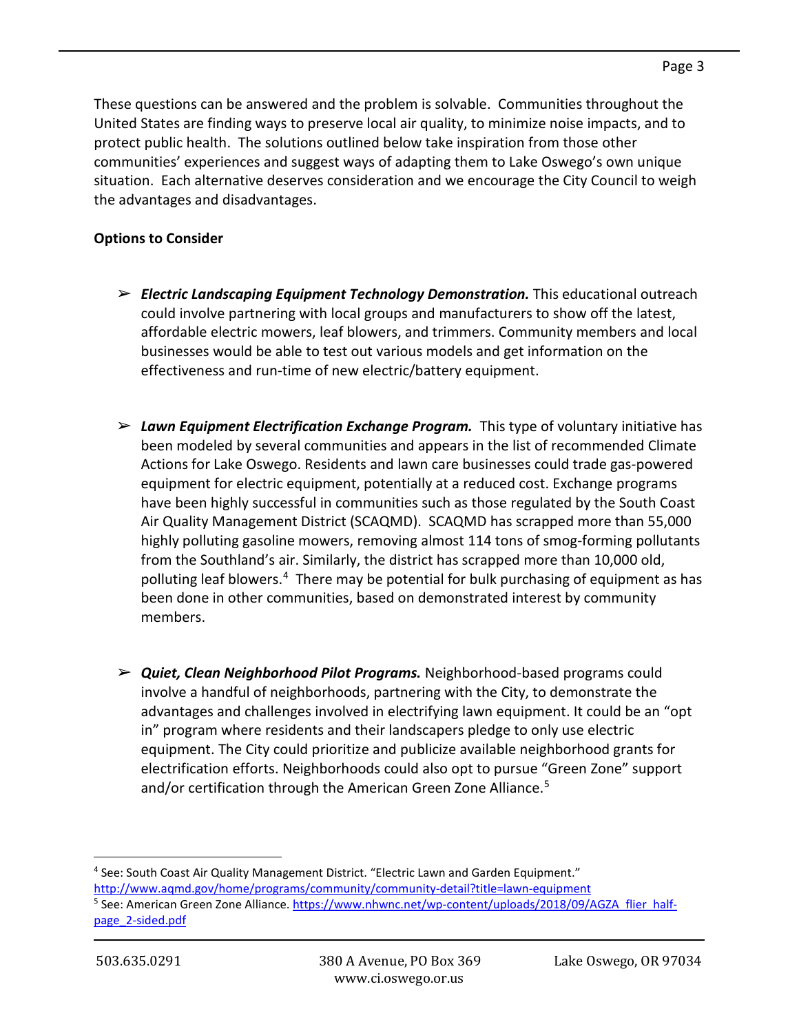These questions can be answered and the problem is solvable. Communities throughout the United States are finding ways to preserve local air quality, to minimize noise impacts, and to protect public health. The solutions outlined below take inspiration from those other communities' experiences and suggest ways of adapting them to Lake Oswego's own unique situation. Each alternative deserves consideration and we encourage the City Council to weigh the advantages and disadvantages.

**Options to Consider**

- ***Electric Landscaping Equipment Technology Demonstration.*** This educational outreach could involve partnering with local groups and manufacturers to show off the latest, affordable electric mowers, leaf blowers, and trimmers. Community members and local businesses would be able to test out various models and get information on the effectiveness and run-time of new electric/battery equipment.

- ***Lawn Equipment Electrification Exchange Program.*** This type of voluntary initiative has been modeled by several communities and appears in the list of recommended Climate Actions for Lake Oswego. Residents and lawn care businesses could trade gas-powered equipment for electric equipment, potentially at a reduced cost. Exchange programs have been highly successful in communities such as those regulated by the South Coast Air Quality Management District (SCAQMD). SCAQMD has scrapped more than 55,000 highly polluting gasoline mowers, removing almost 114 tons of smog-forming pollutants from the Southland's air. Similarly, the district has scrapped more than 10,000 old, polluting leaf blowers.[4] There may be potential for bulk purchasing of equipment as has been done in other communities, based on demonstrated interest by community members.

- ***Quiet, Clean Neighborhood Pilot Programs.*** Neighborhood-based programs could involve a handful of neighborhoods, partnering with the City, to demonstrate the advantages and challenges involved in electrifying lawn equipment. It could be an "opt in" program where residents and their landscapers pledge to only use electric equipment. The City could prioritize and publicize available neighborhood grants for electrification efforts. Neighborhoods could also opt to pursue "Green Zone" support and/or certification through the American Green Zone Alliance.[5]

---

[4] See: South Coast Air Quality Management District. "Electric Lawn and Garden Equipment." http://www.aqmd.gov/home/programs/community/community-detail?title=lawn-equipment

[5] See: American Green Zone Alliance. https://www.nhwnc.net/wp-content/uploads/2018/09/AGZA_flier_half-page_2-sided.pdf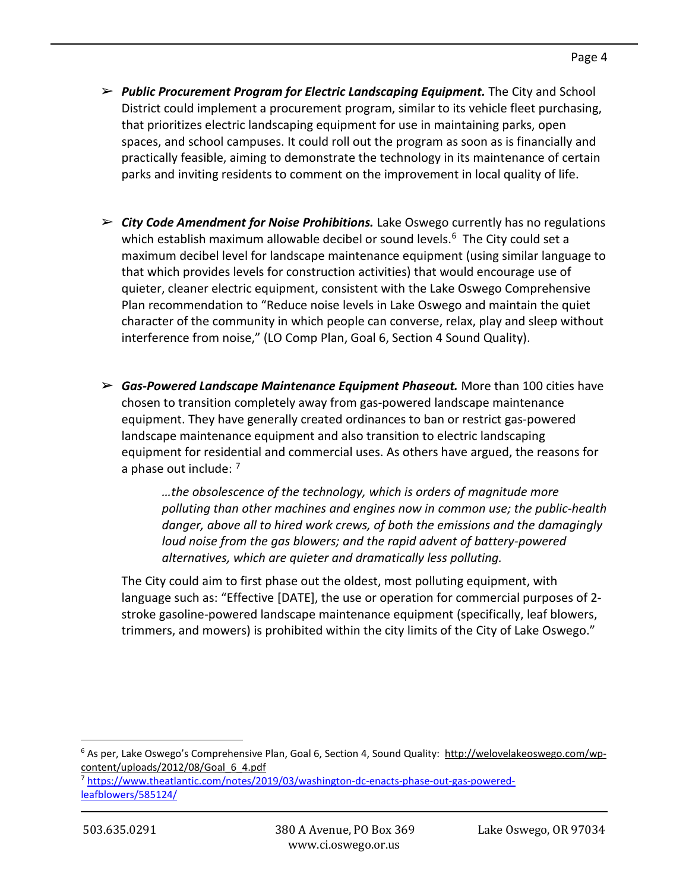- ***Public Procurement Program for Electric Landscaping Equipment.*** The City and School District could implement a procurement program, similar to its vehicle fleet purchasing, that prioritizes electric landscaping equipment for use in maintaining parks, open spaces, and school campuses. It could roll out the program as soon as is financially and practically feasible, aiming to demonstrate the technology in its maintenance of certain parks and inviting residents to comment on the improvement in local quality of life.

- ***City Code Amendment for Noise Prohibitions.*** Lake Oswego currently has no regulations which establish maximum allowable decibel or sound levels.[6] The City could set a maximum decibel level for landscape maintenance equipment (using similar language to that which provides levels for construction activities) that would encourage use of quieter, cleaner electric equipment, consistent with the Lake Oswego Comprehensive Plan recommendation to "Reduce noise levels in Lake Oswego and maintain the quiet character of the community in which people can converse, relax, play and sleep without interference from noise," (LO Comp Plan, Goal 6, Section 4 Sound Quality).

- ***Gas-Powered Landscape Maintenance Equipment Phaseout.*** More than 100 cities have chosen to transition completely away from gas-powered landscape maintenance equipment. They have generally created ordinances to ban or restrict gas-powered landscape maintenance equipment and also transition to electric landscaping equipment for residential and commercial uses. As others have argued, the reasons for a phase out include: [7]

  > *…the obsolescence of the technology, which is orders of magnitude more polluting than other machines and engines now in common use; the public-health danger, above all to hired work crews, of both the emissions and the damagingly loud noise from the gas blowers; and the rapid advent of battery-powered alternatives, which are quieter and dramatically less polluting.*

  The City could aim to first phase out the oldest, most polluting equipment, with language such as: "Effective [DATE], the use or operation for commercial purposes of 2-stroke gasoline-powered landscape maintenance equipment (specifically, leaf blowers, trimmers, and mowers) is prohibited within the city limits of the City of Lake Oswego."

---

[6] As per, Lake Oswego's Comprehensive Plan, Goal 6, Section 4, Sound Quality: http://welovelakeoswego.com/wp-content/uploads/2012/08/Goal_6_4.pdf

[7] https://www.theatlantic.com/notes/2019/03/washington-dc-enacts-phase-out-gas-powered-leafblowers/585124/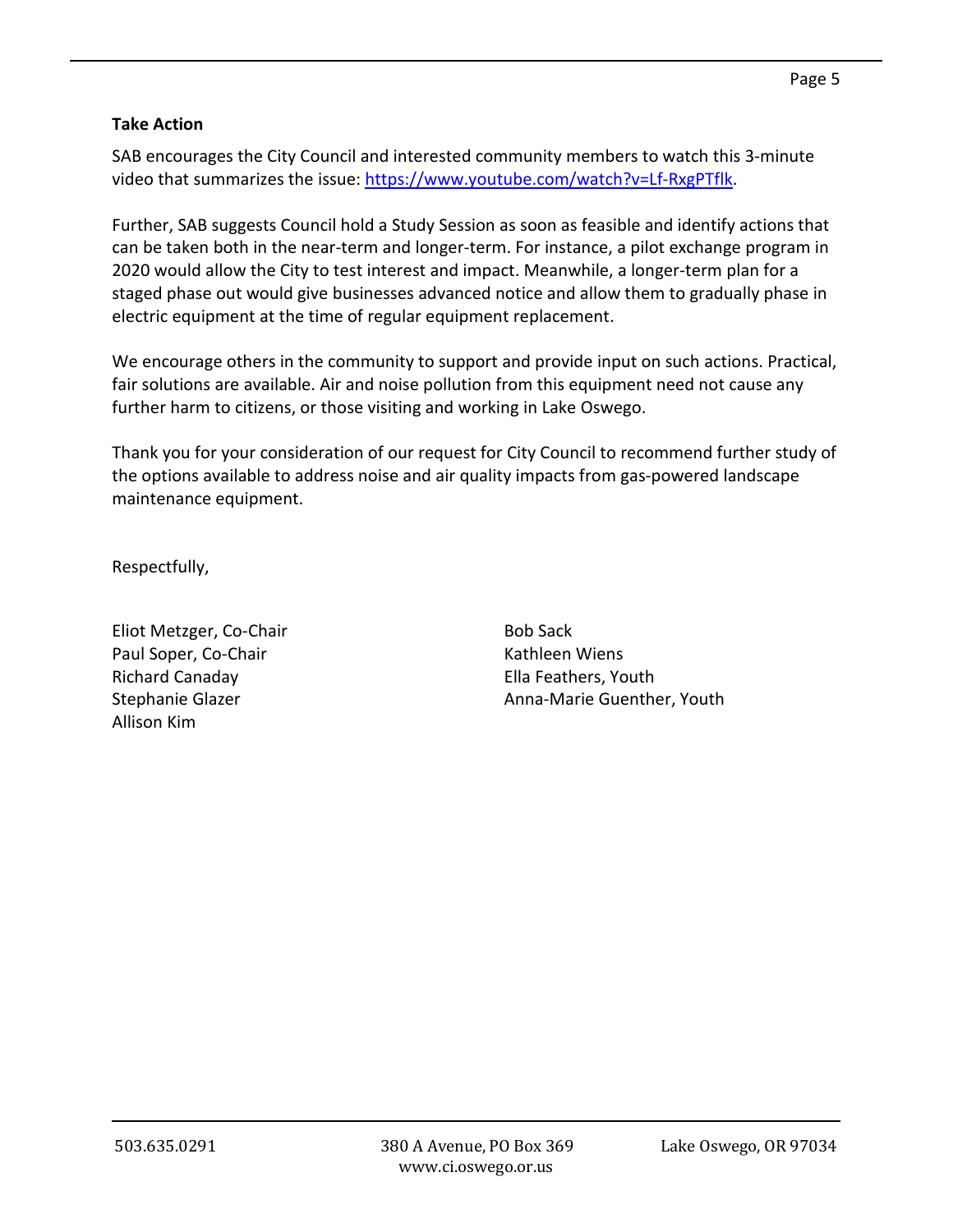**Take Action**

SAB encourages the City Council and interested community members to watch this 3-minute video that summarizes the issue: https://www.youtube.com/watch?v=Lf-RxgPTflk.

Further, SAB suggests Council hold a Study Session as soon as feasible and identify actions that can be taken both in the near-term and longer-term. For instance, a pilot exchange program in 2020 would allow the City to test interest and impact. Meanwhile, a longer-term plan for a staged phase out would give businesses advanced notice and allow them to gradually phase in electric equipment at the time of regular equipment replacement.

We encourage others in the community to support and provide input on such actions. Practical, fair solutions are available. Air and noise pollution from this equipment need not cause any further harm to citizens, or those visiting and working in Lake Oswego.

Thank you for your consideration of our request for City Council to recommend further study of the options available to address noise and air quality impacts from gas-powered landscape maintenance equipment.

Respectfully,

Eliot Metzger, Co-Chair
Paul Soper, Co-Chair
Richard Canaday
Stephanie Glazer
Allison Kim
Bob Sack
Kathleen Wiens
Ella Feathers, Youth
Anna-Marie Guenther, Youth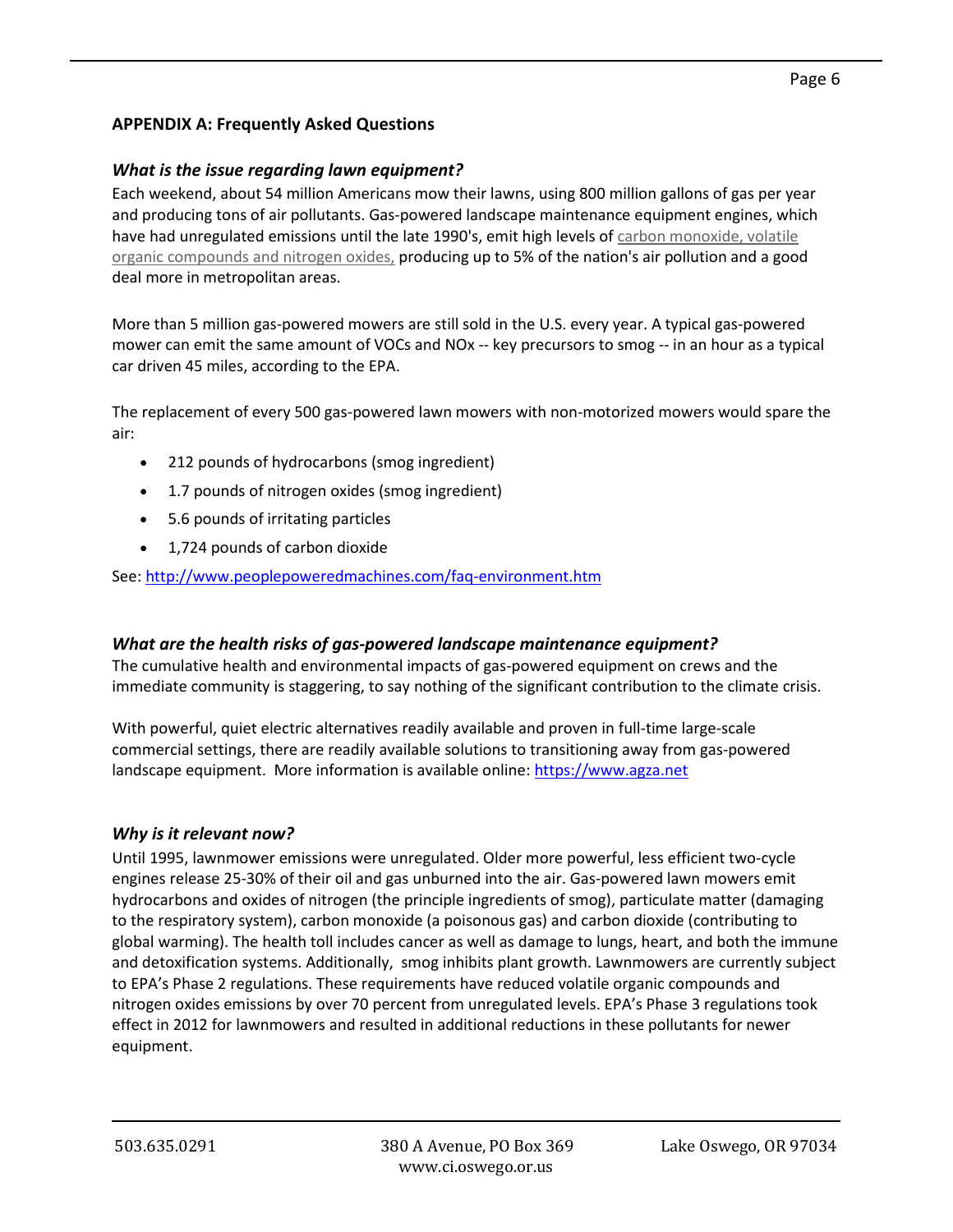## APPENDIX A: Frequently Asked Questions

### *What is the issue regarding lawn equipment?*

Each weekend, about 54 million Americans mow their lawns, using 800 million gallons of gas per year and producing tons of air pollutants. Gas-powered landscape maintenance equipment engines, which have had unregulated emissions until the late 1990's, emit high levels of carbon monoxide, volatile organic compounds and nitrogen oxides, producing up to 5% of the nation's air pollution and a good deal more in metropolitan areas.

More than 5 million gas-powered mowers are still sold in the U.S. every year. A typical gas-powered mower can emit the same amount of VOCs and NOx -- key precursors to smog -- in an hour as a typical car driven 45 miles, according to the EPA.

The replacement of every 500 gas-powered lawn mowers with non-motorized mowers would spare the air:

- 212 pounds of hydrocarbons (smog ingredient)
- 1.7 pounds of nitrogen oxides (smog ingredient)
- 5.6 pounds of irritating particles
- 1,724 pounds of carbon dioxide

See: http://www.peoplepoweredmachines.com/faq-environment.htm

### *What are the health risks of gas-powered landscape maintenance equipment?*

The cumulative health and environmental impacts of gas-powered equipment on crews and the immediate community is staggering, to say nothing of the significant contribution to the climate crisis.

With powerful, quiet electric alternatives readily available and proven in full-time large-scale commercial settings, there are readily available solutions to transitioning away from gas-powered landscape equipment. More information is available online: https://www.agza.net

### *Why is it relevant now?*

Until 1995, lawnmower emissions were unregulated. Older more powerful, less efficient two-cycle engines release 25-30% of their oil and gas unburned into the air. Gas-powered lawn mowers emit hydrocarbons and oxides of nitrogen (the principle ingredients of smog), particulate matter (damaging to the respiratory system), carbon monoxide (a poisonous gas) and carbon dioxide (contributing to global warming). The health toll includes cancer as well as damage to lungs, heart, and both the immune and detoxification systems. Additionally, smog inhibits plant growth. Lawnmowers are currently subject to EPA's Phase 2 regulations. These requirements have reduced volatile organic compounds and nitrogen oxides emissions by over 70 percent from unregulated levels. EPA's Phase 3 regulations took effect in 2012 for lawnmowers and resulted in additional reductions in these pollutants for newer equipment.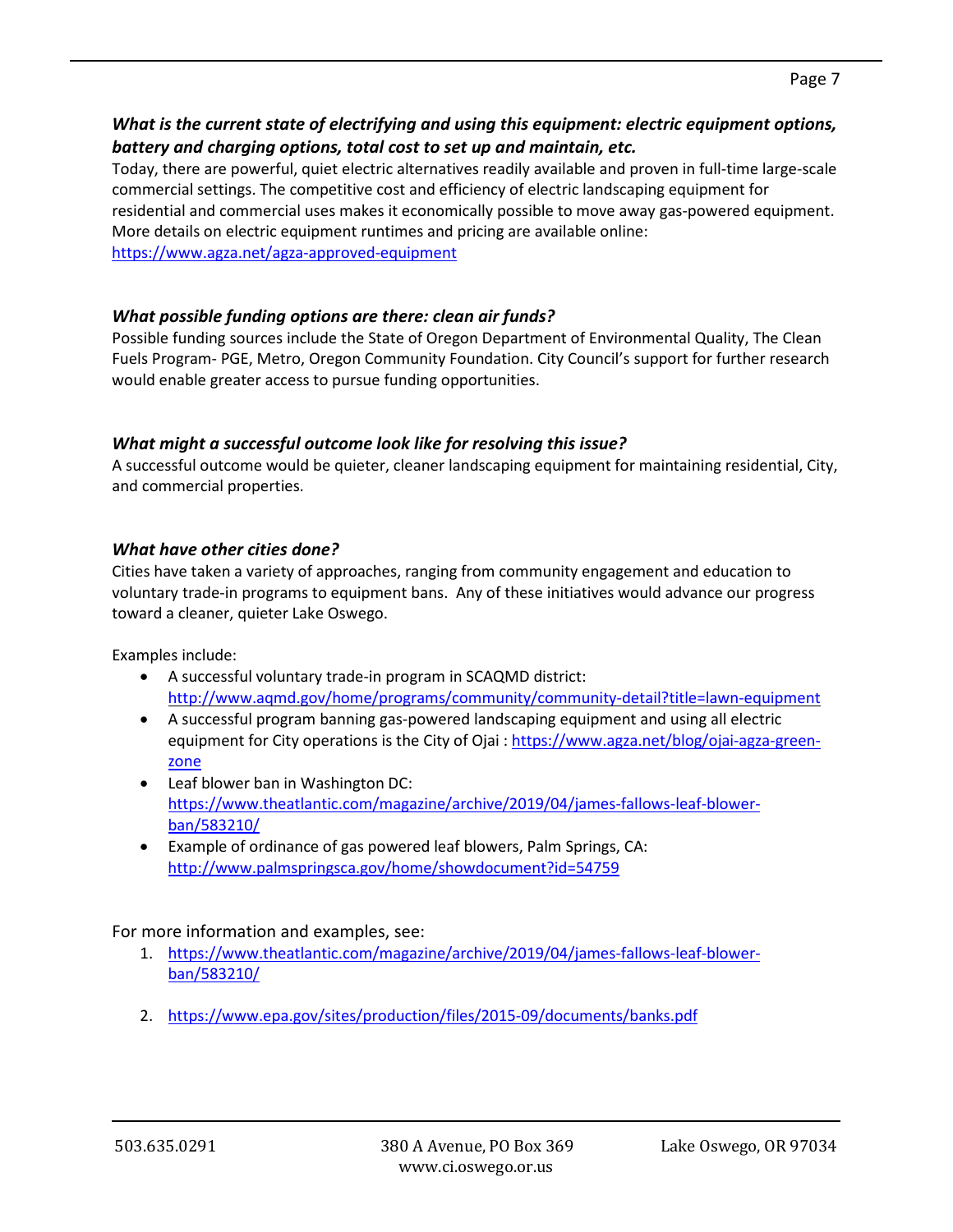### *What is the current state of electrifying and using this equipment: electric equipment options, battery and charging options, total cost to set up and maintain, etc.*

Today, there are powerful, quiet electric alternatives readily available and proven in full-time large-scale commercial settings. The competitive cost and efficiency of electric landscaping equipment for residential and commercial uses makes it economically possible to move away gas-powered equipment. More details on electric equipment runtimes and pricing are available online: https://www.agza.net/agza-approved-equipment

### *What possible funding options are there: clean air funds?*

Possible funding sources include the State of Oregon Department of Environmental Quality, The Clean Fuels Program- PGE, Metro, Oregon Community Foundation. City Council's support for further research would enable greater access to pursue funding opportunities.

### *What might a successful outcome look like for resolving this issue?*

A successful outcome would be quieter, cleaner landscaping equipment for maintaining residential, City, and commercial properties.

### *What have other cities done?*

Cities have taken a variety of approaches, ranging from community engagement and education to voluntary trade-in programs to equipment bans. Any of these initiatives would advance our progress toward a cleaner, quieter Lake Oswego.

Examples include:

- A successful voluntary trade-in program in SCAQMD district: http://www.aqmd.gov/home/programs/community/community-detail?title=lawn-equipment
- A successful program banning gas-powered landscaping equipment and using all electric equipment for City operations is the City of Ojai : https://www.agza.net/blog/ojai-agza-green-zone
- Leaf blower ban in Washington DC: https://www.theatlantic.com/magazine/archive/2019/04/james-fallows-leaf-blower-ban/583210/
- Example of ordinance of gas powered leaf blowers, Palm Springs, CA: http://www.palmspringsca.gov/home/showdocument?id=54759

For more information and examples, see:

1. https://www.theatlantic.com/magazine/archive/2019/04/james-fallows-leaf-blower-ban/583210/
2. https://www.epa.gov/sites/production/files/2015-09/documents/banks.pdf